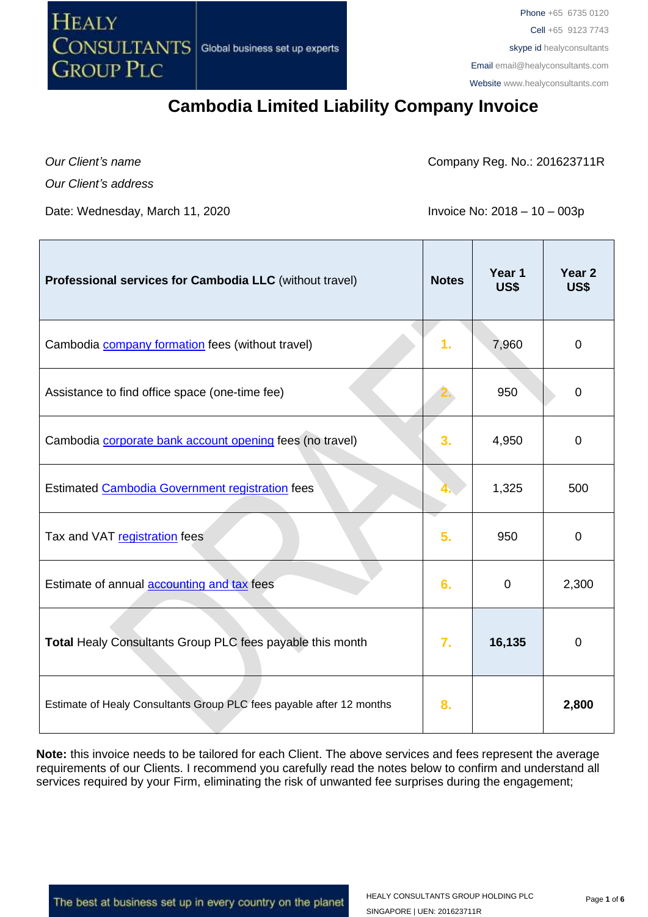# Cambodia Limited Liability Company Invoice

*Our Client's name*

*Our Client's address*

Company Reg. No.: 201623711R

Date: Wednesday, March 11, 2020

Invoice No: 2018 – 10 – 003p

| **Professional services for Cambodia LLC** (without travel) | **Notes** | **Year 1 US$** | **Year 2 US$** |
|---|---|---|---|
| Cambodia company formation fees (without travel) | 1. | 7,960 | 0 |
| Assistance to find office space (one-time fee) | 2. | 950 | 0 |
| Cambodia corporate bank account opening fees (no travel) | 3. | 4,950 | 0 |
| Estimated Cambodia Government registration fees | 4. | 1,325 | 500 |
| Tax and VAT registration fees | 5. | 950 | 0 |
| Estimate of annual accounting and tax fees | 6. | 0 | 2,300 |
| **Total** Healy Consultants Group PLC fees payable this month | 7. | **16,135** | 0 |
| Estimate of Healy Consultants Group PLC fees payable after 12 months | 8. | | **2,800** |

**Note:** this invoice needs to be tailored for each Client. The above services and fees represent the average requirements of our Clients. I recommend you carefully read the notes below to confirm and understand all services required by your Firm, eliminating the risk of unwanted fee surprises during the engagement;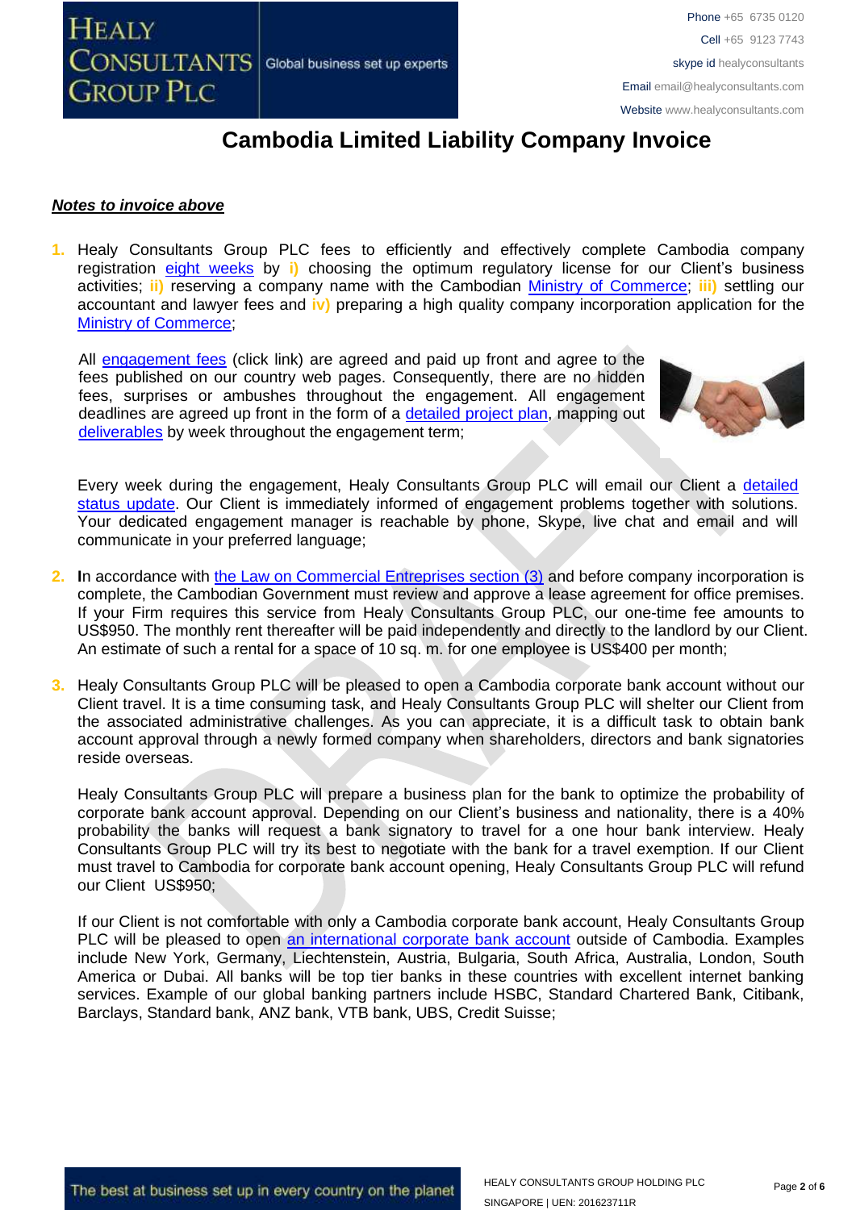# Cambodia Limited Liability Company Invoice

***Notes to invoice above***

1. Healy Consultants Group PLC fees to efficiently and effectively complete Cambodia company registration eight weeks by **i)** choosing the optimum regulatory license for our Client's business activities; **ii)** reserving a company name with the Cambodian Ministry of Commerce; **iii)** settling our accountant and lawyer fees and **iv)** preparing a high quality company incorporation application for the Ministry of Commerce;

   All engagement fees (click link) are agreed and paid up front and agree to the fees published on our country web pages. Consequently, there are no hidden fees, surprises or ambushes throughout the engagement. All engagement deadlines are agreed up front in the form of a detailed project plan, mapping out deliverables by week throughout the engagement term;

   Every week during the engagement, Healy Consultants Group PLC will email our Client a detailed status update. Our Client is immediately informed of engagement problems together with solutions. Your dedicated engagement manager is reachable by phone, Skype, live chat and email and will communicate in your preferred language;

2. In accordance with the Law on Commercial Entreprises section (3) and before company incorporation is complete, the Cambodian Government must review and approve a lease agreement for office premises. If your Firm requires this service from Healy Consultants Group PLC, our one-time fee amounts to US$950. The monthly rent thereafter will be paid independently and directly to the landlord by our Client. An estimate of such a rental for a space of 10 sq. m. for one employee is US$400 per month;

3. Healy Consultants Group PLC will be pleased to open a Cambodia corporate bank account without our Client travel. It is a time consuming task, and Healy Consultants Group PLC will shelter our Client from the associated administrative challenges. As you can appreciate, it is a difficult task to obtain bank account approval through a newly formed company when shareholders, directors and bank signatories reside overseas.

   Healy Consultants Group PLC will prepare a business plan for the bank to optimize the probability of corporate bank account approval. Depending on our Client's business and nationality, there is a 40% probability the banks will request a bank signatory to travel for a one hour bank interview. Healy Consultants Group PLC will try its best to negotiate with the bank for a travel exemption. If our Client must travel to Cambodia for corporate bank account opening, Healy Consultants Group PLC will refund our Client US$950;

   If our Client is not comfortable with only a Cambodia corporate bank account, Healy Consultants Group PLC will be pleased to open an international corporate bank account outside of Cambodia. Examples include New York, Germany, Liechtenstein, Austria, Bulgaria, South Africa, Australia, London, South America or Dubai. All banks will be top tier banks in these countries with excellent internet banking services. Example of our global banking partners include HSBC, Standard Chartered Bank, Citibank, Barclays, Standard bank, ANZ bank, VTB bank, UBS, Credit Suisse;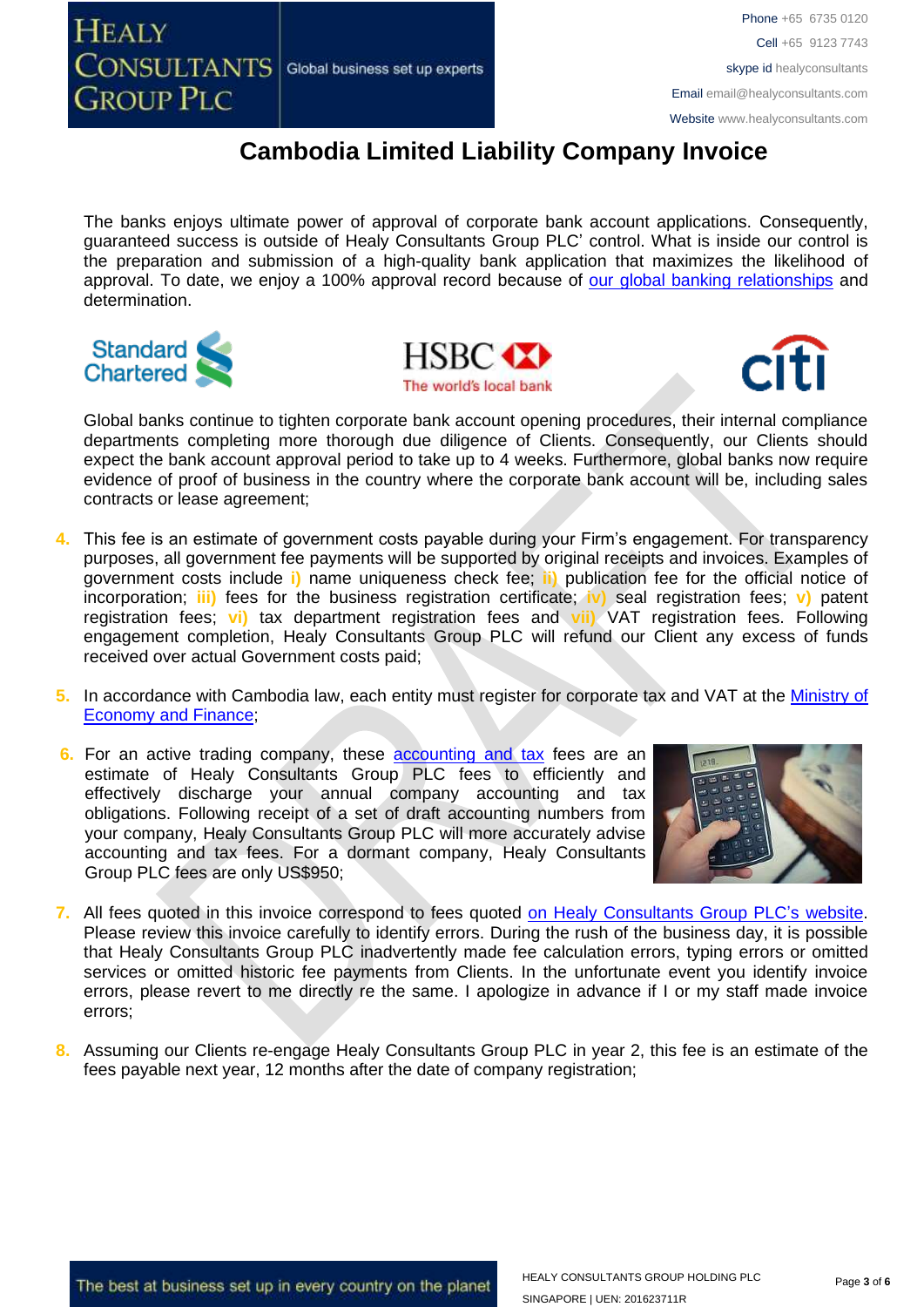# Cambodia Limited Liability Company Invoice

The banks enjoys ultimate power of approval of corporate bank account applications. Consequently, guaranteed success is outside of Healy Consultants Group PLC' control. What is inside our control is the preparation and submission of a high-quality bank application that maximizes the likelihood of approval. To date, we enjoy a 100% approval record because of our global banking relationships and determination.

Global banks continue to tighten corporate bank account opening procedures, their internal compliance departments completing more thorough due diligence of Clients. Consequently, our Clients should expect the bank account approval period to take up to 4 weeks. Furthermore, global banks now require evidence of proof of business in the country where the corporate bank account will be, including sales contracts or lease agreement;

4. This fee is an estimate of government costs payable during your Firm's engagement. For transparency purposes, all government fee payments will be supported by original receipts and invoices. Examples of government costs include **i)** name uniqueness check fee; **ii)** publication fee for the official notice of incorporation; **iii)** fees for the business registration certificate; **iv)** seal registration fees; **v)** patent registration fees; **vi)** tax department registration fees and **vii)** VAT registration fees. Following engagement completion, Healy Consultants Group PLC will refund our Client any excess of funds received over actual Government costs paid;

5. In accordance with Cambodia law, each entity must register for corporate tax and VAT at the Ministry of Economy and Finance;

6. For an active trading company, these accounting and tax fees are an estimate of Healy Consultants Group PLC fees to efficiently and effectively discharge your annual company accounting and tax obligations. Following receipt of a set of draft accounting numbers from your company, Healy Consultants Group PLC will more accurately advise accounting and tax fees. For a dormant company, Healy Consultants Group PLC fees are only US$950;

7. All fees quoted in this invoice correspond to fees quoted on Healy Consultants Group PLC's website. Please review this invoice carefully to identify errors. During the rush of the business day, it is possible that Healy Consultants Group PLC inadvertently made fee calculation errors, typing errors or omitted services or omitted historic fee payments from Clients. In the unfortunate event you identify invoice errors, please revert to me directly re the same. I apologize in advance if I or my staff made invoice errors;

8. Assuming our Clients re-engage Healy Consultants Group PLC in year 2, this fee is an estimate of the fees payable next year, 12 months after the date of company registration;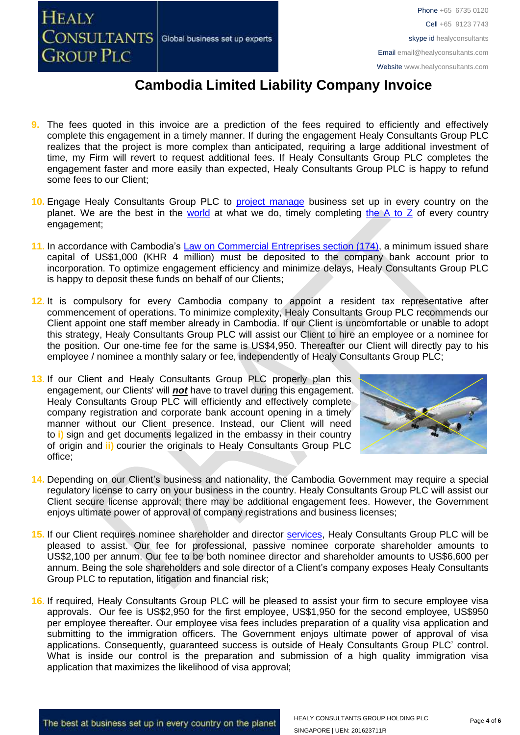# Cambodia Limited Liability Company Invoice

9. The fees quoted in this invoice are a prediction of the fees required to efficiently and effectively complete this engagement in a timely manner. If during the engagement Healy Consultants Group PLC realizes that the project is more complex than anticipated, requiring a large additional investment of time, my Firm will revert to request additional fees. If Healy Consultants Group PLC completes the engagement faster and more easily than expected, Healy Consultants Group PLC is happy to refund some fees to our Client;

10. Engage Healy Consultants Group PLC to project manage business set up in every country on the planet. We are the best in the world at what we do, timely completing the A to Z of every country engagement;

11. In accordance with Cambodia's Law on Commercial Entreprises section (174), a minimum issued share capital of US$1,000 (KHR 4 million) must be deposited to the company bank account prior to incorporation. To optimize engagement efficiency and minimize delays, Healy Consultants Group PLC is happy to deposit these funds on behalf of our Clients;

12. It is compulsory for every Cambodia company to appoint a resident tax representative after commencement of operations. To minimize complexity, Healy Consultants Group PLC recommends our Client appoint one staff member already in Cambodia. If our Client is uncomfortable or unable to adopt this strategy, Healy Consultants Group PLC will assist our Client to hire an employee or a nominee for the position. Our one-time fee for the same is US$4,950. Thereafter our Client will directly pay to his employee / nominee a monthly salary or fee, independently of Healy Consultants Group PLC;

13. If our Client and Healy Consultants Group PLC properly plan this engagement, our Clients' will ***not*** have to travel during this engagement. Healy Consultants Group PLC will efficiently and effectively complete company registration and corporate bank account opening in a timely manner without our Client presence. Instead, our Client will need to i) sign and get documents legalized in the embassy in their country of origin and ii) courier the originals to Healy Consultants Group PLC office;

14. Depending on our Client's business and nationality, the Cambodia Government may require a special regulatory license to carry on your business in the country. Healy Consultants Group PLC will assist our Client secure license approval; there may be additional engagement fees. However, the Government enjoys ultimate power of approval of company registrations and business licenses;

15. If our Client requires nominee shareholder and director services, Healy Consultants Group PLC will be pleased to assist. Our fee for professional, passive nominee corporate shareholder amounts to US$2,100 per annum. Our fee to be both nominee director and shareholder amounts to US$6,600 per annum. Being the sole shareholders and sole director of a Client's company exposes Healy Consultants Group PLC to reputation, litigation and financial risk;

16. If required, Healy Consultants Group PLC will be pleased to assist your firm to secure employee visa approvals. Our fee is US$2,950 for the first employee, US$1,950 for the second employee, US$950 per employee thereafter. Our employee visa fees includes preparation of a quality visa application and submitting to the immigration officers. The Government enjoys ultimate power of approval of visa applications. Consequently, guaranteed success is outside of Healy Consultants Group PLC' control. What is inside our control is the preparation and submission of a high quality immigration visa application that maximizes the likelihood of visa approval;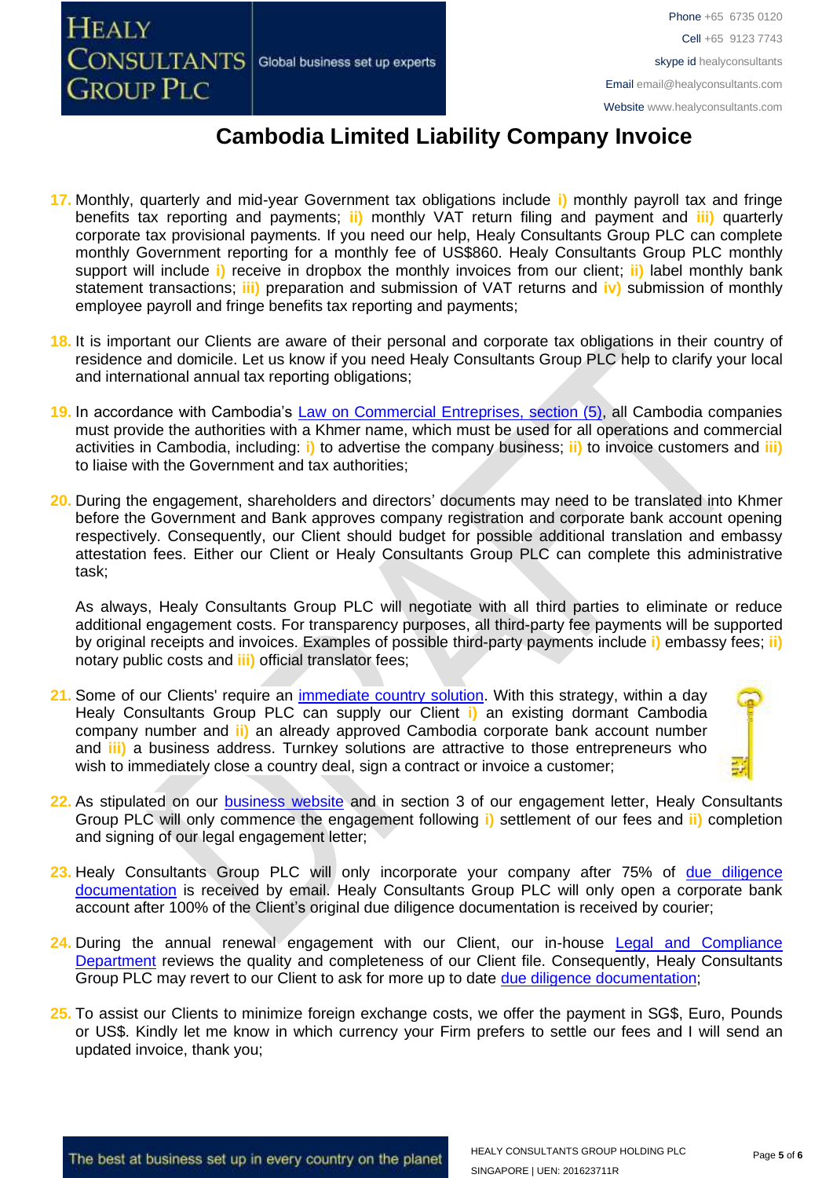# Cambodia Limited Liability Company Invoice

17. Monthly, quarterly and mid-year Government tax obligations include i) monthly payroll tax and fringe benefits tax reporting and payments; ii) monthly VAT return filing and payment and iii) quarterly corporate tax provisional payments. If you need our help, Healy Consultants Group PLC can complete monthly Government reporting for a monthly fee of US$860. Healy Consultants Group PLC monthly support will include i) receive in dropbox the monthly invoices from our client; ii) label monthly bank statement transactions; iii) preparation and submission of VAT returns and iv) submission of monthly employee payroll and fringe benefits tax reporting and payments;

18. It is important our Clients are aware of their personal and corporate tax obligations in their country of residence and domicile. Let us know if you need Healy Consultants Group PLC help to clarify your local and international annual tax reporting obligations;

19. In accordance with Cambodia's Law on Commercial Entreprises, section (5), all Cambodia companies must provide the authorities with a Khmer name, which must be used for all operations and commercial activities in Cambodia, including: i) to advertise the company business; ii) to invoice customers and iii) to liaise with the Government and tax authorities;

20. During the engagement, shareholders and directors' documents may need to be translated into Khmer before the Government and Bank approves company registration and corporate bank account opening respectively. Consequently, our Client should budget for possible additional translation and embassy attestation fees. Either our Client or Healy Consultants Group PLC can complete this administrative task;

    As always, Healy Consultants Group PLC will negotiate with all third parties to eliminate or reduce additional engagement costs. For transparency purposes, all third-party fee payments will be supported by original receipts and invoices. Examples of possible third-party payments include i) embassy fees; ii) notary public costs and iii) official translator fees;

21. Some of our Clients' require an immediate country solution. With this strategy, within a day Healy Consultants Group PLC can supply our Client i) an existing dormant Cambodia company number and ii) an already approved Cambodia corporate bank account number and iii) a business address. Turnkey solutions are attractive to those entrepreneurs who wish to immediately close a country deal, sign a contract or invoice a customer;

22. As stipulated on our business website and in section 3 of our engagement letter, Healy Consultants Group PLC will only commence the engagement following i) settlement of our fees and ii) completion and signing of our legal engagement letter;

23. Healy Consultants Group PLC will only incorporate your company after 75% of due diligence documentation is received by email. Healy Consultants Group PLC will only open a corporate bank account after 100% of the Client's original due diligence documentation is received by courier;

24. During the annual renewal engagement with our Client, our in-house Legal and Compliance Department reviews the quality and completeness of our Client file. Consequently, Healy Consultants Group PLC may revert to our Client to ask for more up to date due diligence documentation;

25. To assist our Clients to minimize foreign exchange costs, we offer the payment in SG$, Euro, Pounds or US$. Kindly let me know in which currency your Firm prefers to settle our fees and I will send an updated invoice, thank you;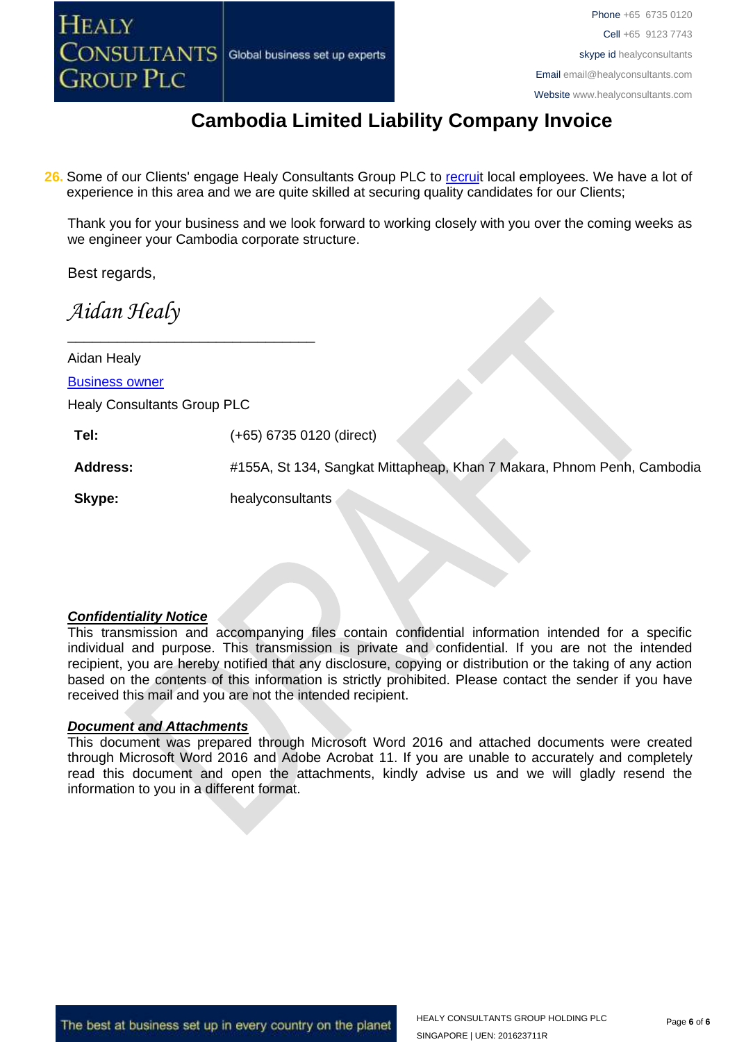26. Some of our Clients' engage Healy Consultants Group PLC to recruit local employees. We have a lot of experience in this area and we are quite skilled at securing quality candidates for our Clients;

Thank you for your business and we look forward to working closely with you over the coming weeks as we engineer your Cambodia corporate structure.

Best regards,

*Aidan Healy*

______________________________

Aidan Healy

Business owner

Healy Consultants Group PLC

| | |
|---|---|
| **Tel:** | (+65) 6735 0120 (direct) |
| **Address:** | #155A, St 134, Sangkat Mittapheap, Khan 7 Makara, Phnom Penh, Cambodia |
| **Skype:** | healyconsultants |

***Confidentiality Notice***

This transmission and accompanying files contain confidential information intended for a specific individual and purpose. This transmission is private and confidential. If you are not the intended recipient, you are hereby notified that any disclosure, copying or distribution or the taking of any action based on the contents of this information is strictly prohibited. Please contact the sender if you have received this mail and you are not the intended recipient.

***Document and Attachments***

This document was prepared through Microsoft Word 2016 and attached documents were created through Microsoft Word 2016 and Adobe Acrobat 11. If you are unable to accurately and completely read this document and open the attachments, kindly advise us and we will gladly resend the information to you in a different format.